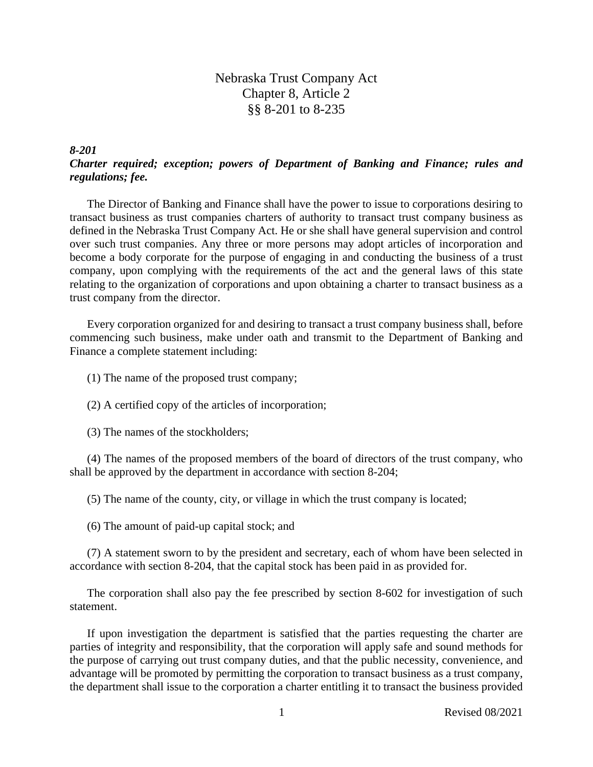# Nebraska Trust Company Act
## Chapter 8, Article 2
## §§ 8-201 to 8-235

***8-201***
***Charter required; exception; powers of Department of Banking and Finance; rules and regulations; fee.***

The Director of Banking and Finance shall have the power to issue to corporations desiring to transact business as trust companies charters of authority to transact trust company business as defined in the Nebraska Trust Company Act. He or she shall have general supervision and control over such trust companies. Any three or more persons may adopt articles of incorporation and become a body corporate for the purpose of engaging in and conducting the business of a trust company, upon complying with the requirements of the act and the general laws of this state relating to the organization of corporations and upon obtaining a charter to transact business as a trust company from the director.

Every corporation organized for and desiring to transact a trust company business shall, before commencing such business, make under oath and transmit to the Department of Banking and Finance a complete statement including:

(1) The name of the proposed trust company;

(2) A certified copy of the articles of incorporation;

(3) The names of the stockholders;

(4) The names of the proposed members of the board of directors of the trust company, who shall be approved by the department in accordance with section 8-204;

(5) The name of the county, city, or village in which the trust company is located;

(6) The amount of paid-up capital stock; and

(7) A statement sworn to by the president and secretary, each of whom have been selected in accordance with section 8-204, that the capital stock has been paid in as provided for.

The corporation shall also pay the fee prescribed by section 8-602 for investigation of such statement.

If upon investigation the department is satisfied that the parties requesting the charter are parties of integrity and responsibility, that the corporation will apply safe and sound methods for the purpose of carrying out trust company duties, and that the public necessity, convenience, and advantage will be promoted by permitting the corporation to transact business as a trust company, the department shall issue to the corporation a charter entitling it to transact the business provided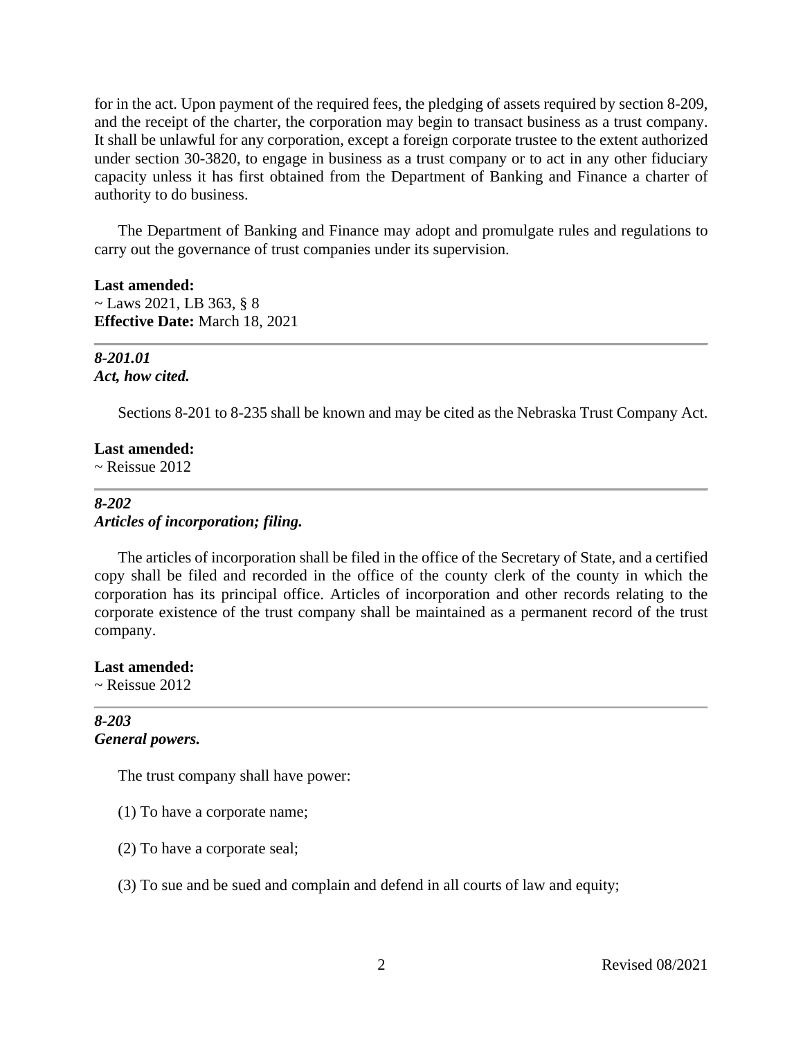for in the act. Upon payment of the required fees, the pledging of assets required by section 8-209, and the receipt of the charter, the corporation may begin to transact business as a trust company. It shall be unlawful for any corporation, except a foreign corporate trustee to the extent authorized under section 30-3820, to engage in business as a trust company or to act in any other fiduciary capacity unless it has first obtained from the Department of Banking and Finance a charter of authority to do business.

The Department of Banking and Finance may adopt and promulgate rules and regulations to carry out the governance of trust companies under its supervision.

**Last amended:**
~ Laws 2021, LB 363, § 8
**Effective Date:** March 18, 2021

---

***8-201.01***
***Act, how cited.***

Sections 8-201 to 8-235 shall be known and may be cited as the Nebraska Trust Company Act.

**Last amended:**
~ Reissue 2012

---

***8-202***
***Articles of incorporation; filing.***

The articles of incorporation shall be filed in the office of the Secretary of State, and a certified copy shall be filed and recorded in the office of the county clerk of the county in which the corporation has its principal office. Articles of incorporation and other records relating to the corporate existence of the trust company shall be maintained as a permanent record of the trust company.

**Last amended:**
~ Reissue 2012

---

***8-203***
***General powers.***

The trust company shall have power:

(1) To have a corporate name;

(2) To have a corporate seal;

(3) To sue and be sued and complain and defend in all courts of law and equity;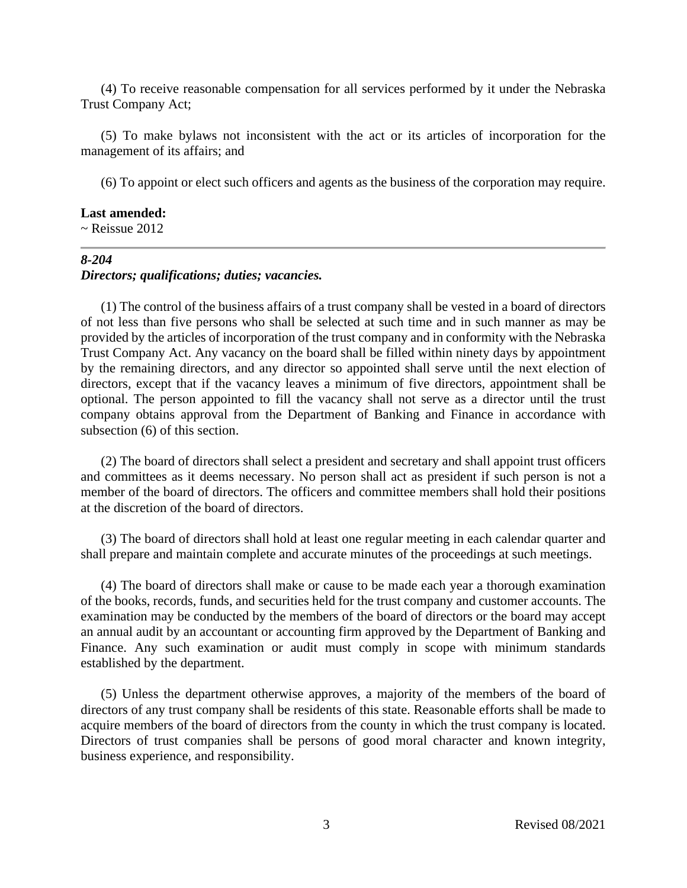(4) To receive reasonable compensation for all services performed by it under the Nebraska Trust Company Act;

(5) To make bylaws not inconsistent with the act or its articles of incorporation for the management of its affairs; and

(6) To appoint or elect such officers and agents as the business of the corporation may require.

**Last amended:**
~ Reissue 2012

---

### *8-204*
### *Directors; qualifications; duties; vacancies.*

(1) The control of the business affairs of a trust company shall be vested in a board of directors of not less than five persons who shall be selected at such time and in such manner as may be provided by the articles of incorporation of the trust company and in conformity with the Nebraska Trust Company Act. Any vacancy on the board shall be filled within ninety days by appointment by the remaining directors, and any director so appointed shall serve until the next election of directors, except that if the vacancy leaves a minimum of five directors, appointment shall be optional. The person appointed to fill the vacancy shall not serve as a director until the trust company obtains approval from the Department of Banking and Finance in accordance with subsection (6) of this section.

(2) The board of directors shall select a president and secretary and shall appoint trust officers and committees as it deems necessary. No person shall act as president if such person is not a member of the board of directors. The officers and committee members shall hold their positions at the discretion of the board of directors.

(3) The board of directors shall hold at least one regular meeting in each calendar quarter and shall prepare and maintain complete and accurate minutes of the proceedings at such meetings.

(4) The board of directors shall make or cause to be made each year a thorough examination of the books, records, funds, and securities held for the trust company and customer accounts. The examination may be conducted by the members of the board of directors or the board may accept an annual audit by an accountant or accounting firm approved by the Department of Banking and Finance. Any such examination or audit must comply in scope with minimum standards established by the department.

(5) Unless the department otherwise approves, a majority of the members of the board of directors of any trust company shall be residents of this state. Reasonable efforts shall be made to acquire members of the board of directors from the county in which the trust company is located. Directors of trust companies shall be persons of good moral character and known integrity, business experience, and responsibility.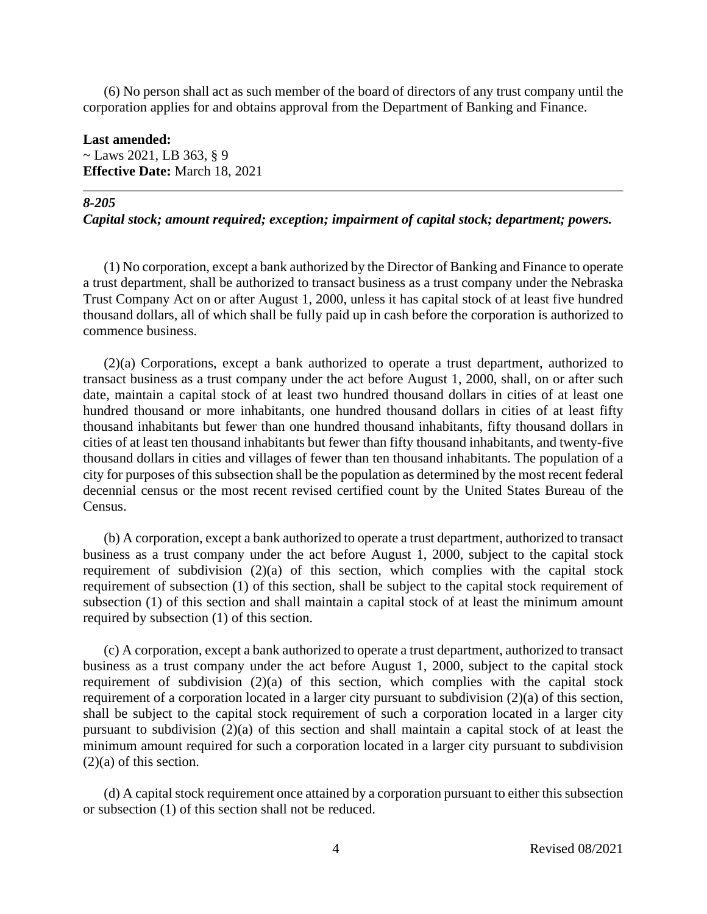(6) No person shall act as such member of the board of directors of any trust company until the corporation applies for and obtains approval from the Department of Banking and Finance.

**Last amended:**
~ Laws 2021, LB 363, § 9
**Effective Date:** March 18, 2021

---

### *8-205*
### *Capital stock; amount required; exception; impairment of capital stock; department; powers.*

(1) No corporation, except a bank authorized by the Director of Banking and Finance to operate a trust department, shall be authorized to transact business as a trust company under the Nebraska Trust Company Act on or after August 1, 2000, unless it has capital stock of at least five hundred thousand dollars, all of which shall be fully paid up in cash before the corporation is authorized to commence business.

(2)(a) Corporations, except a bank authorized to operate a trust department, authorized to transact business as a trust company under the act before August 1, 2000, shall, on or after such date, maintain a capital stock of at least two hundred thousand dollars in cities of at least one hundred thousand or more inhabitants, one hundred thousand dollars in cities of at least fifty thousand inhabitants but fewer than one hundred thousand inhabitants, fifty thousand dollars in cities of at least ten thousand inhabitants but fewer than fifty thousand inhabitants, and twenty-five thousand dollars in cities and villages of fewer than ten thousand inhabitants. The population of a city for purposes of this subsection shall be the population as determined by the most recent federal decennial census or the most recent revised certified count by the United States Bureau of the Census.

(b) A corporation, except a bank authorized to operate a trust department, authorized to transact business as a trust company under the act before August 1, 2000, subject to the capital stock requirement of subdivision (2)(a) of this section, which complies with the capital stock requirement of subsection (1) of this section, shall be subject to the capital stock requirement of subsection (1) of this section and shall maintain a capital stock of at least the minimum amount required by subsection (1) of this section.

(c) A corporation, except a bank authorized to operate a trust department, authorized to transact business as a trust company under the act before August 1, 2000, subject to the capital stock requirement of subdivision (2)(a) of this section, which complies with the capital stock requirement of a corporation located in a larger city pursuant to subdivision (2)(a) of this section, shall be subject to the capital stock requirement of such a corporation located in a larger city pursuant to subdivision (2)(a) of this section and shall maintain a capital stock of at least the minimum amount required for such a corporation located in a larger city pursuant to subdivision (2)(a) of this section.

(d) A capital stock requirement once attained by a corporation pursuant to either this subsection or subsection (1) of this section shall not be reduced.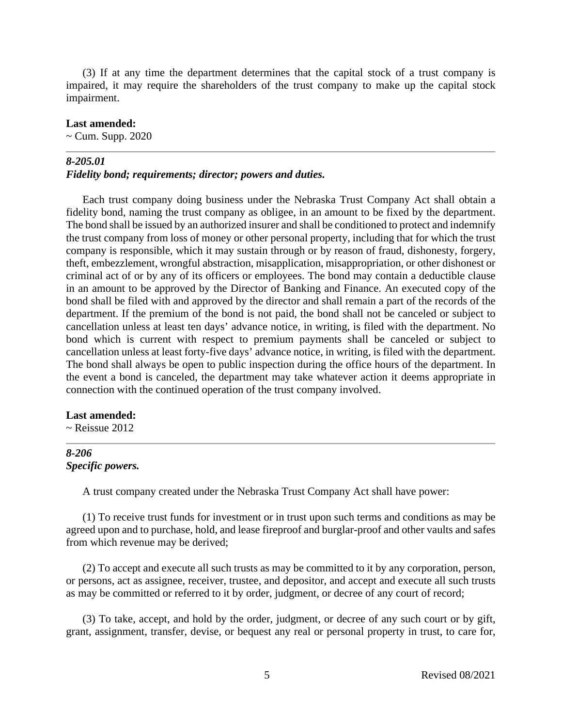(3) If at any time the department determines that the capital stock of a trust company is impaired, it may require the shareholders of the trust company to make up the capital stock impairment.

**Last amended:**
~ Cum. Supp. 2020

---

### *8-205.01*
### *Fidelity bond; requirements; director; powers and duties.*

Each trust company doing business under the Nebraska Trust Company Act shall obtain a fidelity bond, naming the trust company as obligee, in an amount to be fixed by the department. The bond shall be issued by an authorized insurer and shall be conditioned to protect and indemnify the trust company from loss of money or other personal property, including that for which the trust company is responsible, which it may sustain through or by reason of fraud, dishonesty, forgery, theft, embezzlement, wrongful abstraction, misapplication, misappropriation, or other dishonest or criminal act of or by any of its officers or employees. The bond may contain a deductible clause in an amount to be approved by the Director of Banking and Finance. An executed copy of the bond shall be filed with and approved by the director and shall remain a part of the records of the department. If the premium of the bond is not paid, the bond shall not be canceled or subject to cancellation unless at least ten days' advance notice, in writing, is filed with the department. No bond which is current with respect to premium payments shall be canceled or subject to cancellation unless at least forty-five days' advance notice, in writing, is filed with the department. The bond shall always be open to public inspection during the office hours of the department. In the event a bond is canceled, the department may take whatever action it deems appropriate in connection with the continued operation of the trust company involved.

**Last amended:**
~ Reissue 2012

---

### *8-206*
### *Specific powers.*

A trust company created under the Nebraska Trust Company Act shall have power:

(1) To receive trust funds for investment or in trust upon such terms and conditions as may be agreed upon and to purchase, hold, and lease fireproof and burglar-proof and other vaults and safes from which revenue may be derived;

(2) To accept and execute all such trusts as may be committed to it by any corporation, person, or persons, act as assignee, receiver, trustee, and depositor, and accept and execute all such trusts as may be committed or referred to it by order, judgment, or decree of any court of record;

(3) To take, accept, and hold by the order, judgment, or decree of any such court or by gift, grant, assignment, transfer, devise, or bequest any real or personal property in trust, to care for,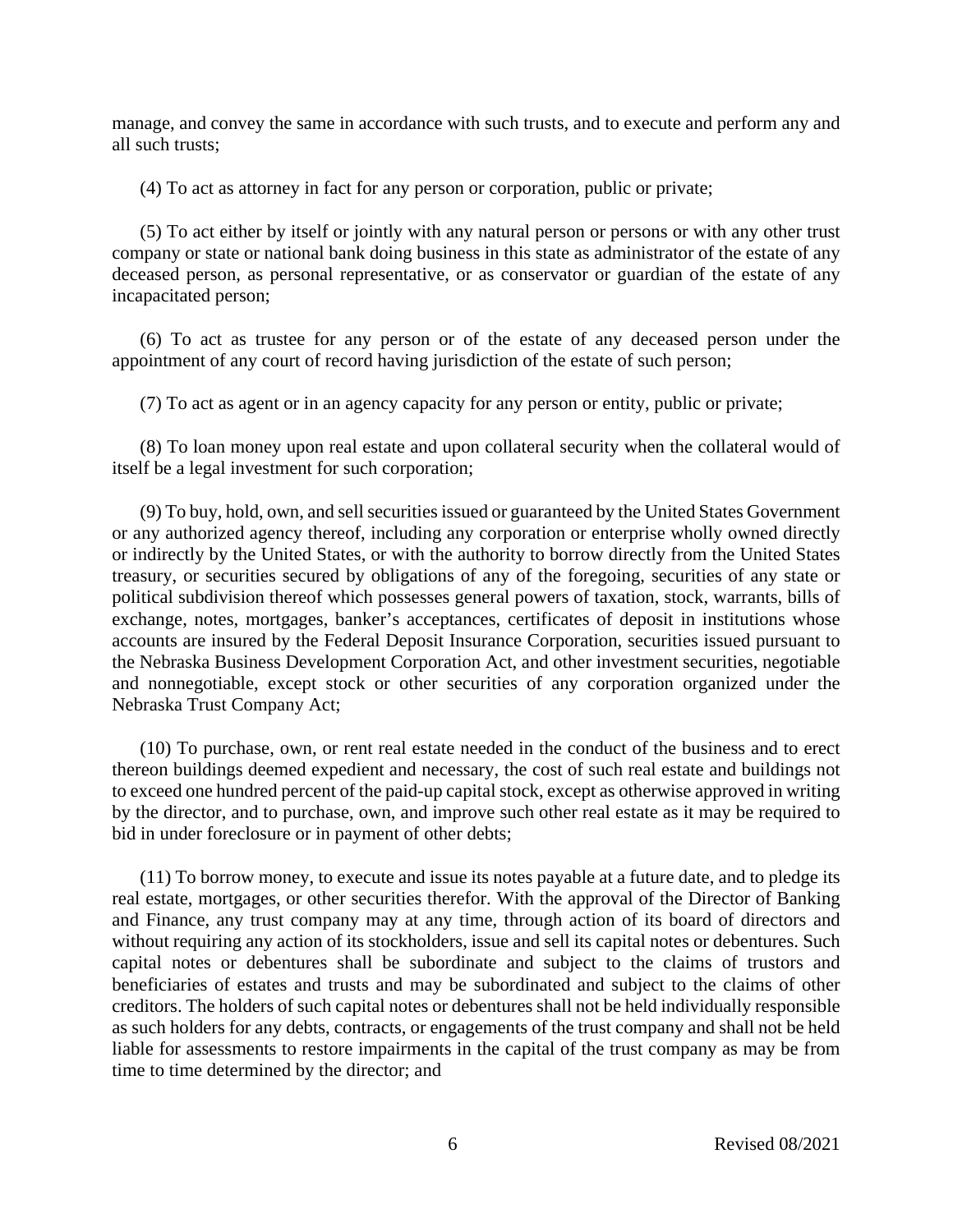manage, and convey the same in accordance with such trusts, and to execute and perform any and all such trusts;

(4) To act as attorney in fact for any person or corporation, public or private;

(5) To act either by itself or jointly with any natural person or persons or with any other trust company or state or national bank doing business in this state as administrator of the estate of any deceased person, as personal representative, or as conservator or guardian of the estate of any incapacitated person;

(6) To act as trustee for any person or of the estate of any deceased person under the appointment of any court of record having jurisdiction of the estate of such person;

(7) To act as agent or in an agency capacity for any person or entity, public or private;

(8) To loan money upon real estate and upon collateral security when the collateral would of itself be a legal investment for such corporation;

(9) To buy, hold, own, and sell securities issued or guaranteed by the United States Government or any authorized agency thereof, including any corporation or enterprise wholly owned directly or indirectly by the United States, or with the authority to borrow directly from the United States treasury, or securities secured by obligations of any of the foregoing, securities of any state or political subdivision thereof which possesses general powers of taxation, stock, warrants, bills of exchange, notes, mortgages, banker's acceptances, certificates of deposit in institutions whose accounts are insured by the Federal Deposit Insurance Corporation, securities issued pursuant to the Nebraska Business Development Corporation Act, and other investment securities, negotiable and nonnegotiable, except stock or other securities of any corporation organized under the Nebraska Trust Company Act;

(10) To purchase, own, or rent real estate needed in the conduct of the business and to erect thereon buildings deemed expedient and necessary, the cost of such real estate and buildings not to exceed one hundred percent of the paid-up capital stock, except as otherwise approved in writing by the director, and to purchase, own, and improve such other real estate as it may be required to bid in under foreclosure or in payment of other debts;

(11) To borrow money, to execute and issue its notes payable at a future date, and to pledge its real estate, mortgages, or other securities therefor. With the approval of the Director of Banking and Finance, any trust company may at any time, through action of its board of directors and without requiring any action of its stockholders, issue and sell its capital notes or debentures. Such capital notes or debentures shall be subordinate and subject to the claims of trustors and beneficiaries of estates and trusts and may be subordinated and subject to the claims of other creditors. The holders of such capital notes or debentures shall not be held individually responsible as such holders for any debts, contracts, or engagements of the trust company and shall not be held liable for assessments to restore impairments in the capital of the trust company as may be from time to time determined by the director; and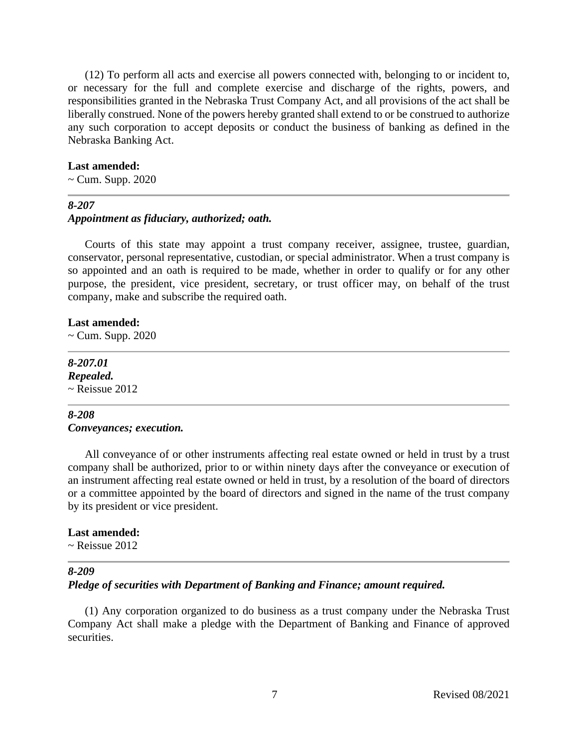(12) To perform all acts and exercise all powers connected with, belonging to or incident to, or necessary for the full and complete exercise and discharge of the rights, powers, and responsibilities granted in the Nebraska Trust Company Act, and all provisions of the act shall be liberally construed. None of the powers hereby granted shall extend to or be construed to authorize any such corporation to accept deposits or conduct the business of banking as defined in the Nebraska Banking Act.

**Last amended:**
~ Cum. Supp. 2020

---

***8-207***
***Appointment as fiduciary, authorized; oath.***

Courts of this state may appoint a trust company receiver, assignee, trustee, guardian, conservator, personal representative, custodian, or special administrator. When a trust company is so appointed and an oath is required to be made, whether in order to qualify or for any other purpose, the president, vice president, secretary, or trust officer may, on behalf of the trust company, make and subscribe the required oath.

**Last amended:**
~ Cum. Supp. 2020

---

***8-207.01***
***Repealed.***
~ Reissue 2012

---

***8-208***
***Conveyances; execution.***

All conveyance of or other instruments affecting real estate owned or held in trust by a trust company shall be authorized, prior to or within ninety days after the conveyance or execution of an instrument affecting real estate owned or held in trust, by a resolution of the board of directors or a committee appointed by the board of directors and signed in the name of the trust company by its president or vice president.

**Last amended:**
~ Reissue 2012

---

***8-209***
***Pledge of securities with Department of Banking and Finance; amount required.***

(1) Any corporation organized to do business as a trust company under the Nebraska Trust Company Act shall make a pledge with the Department of Banking and Finance of approved securities.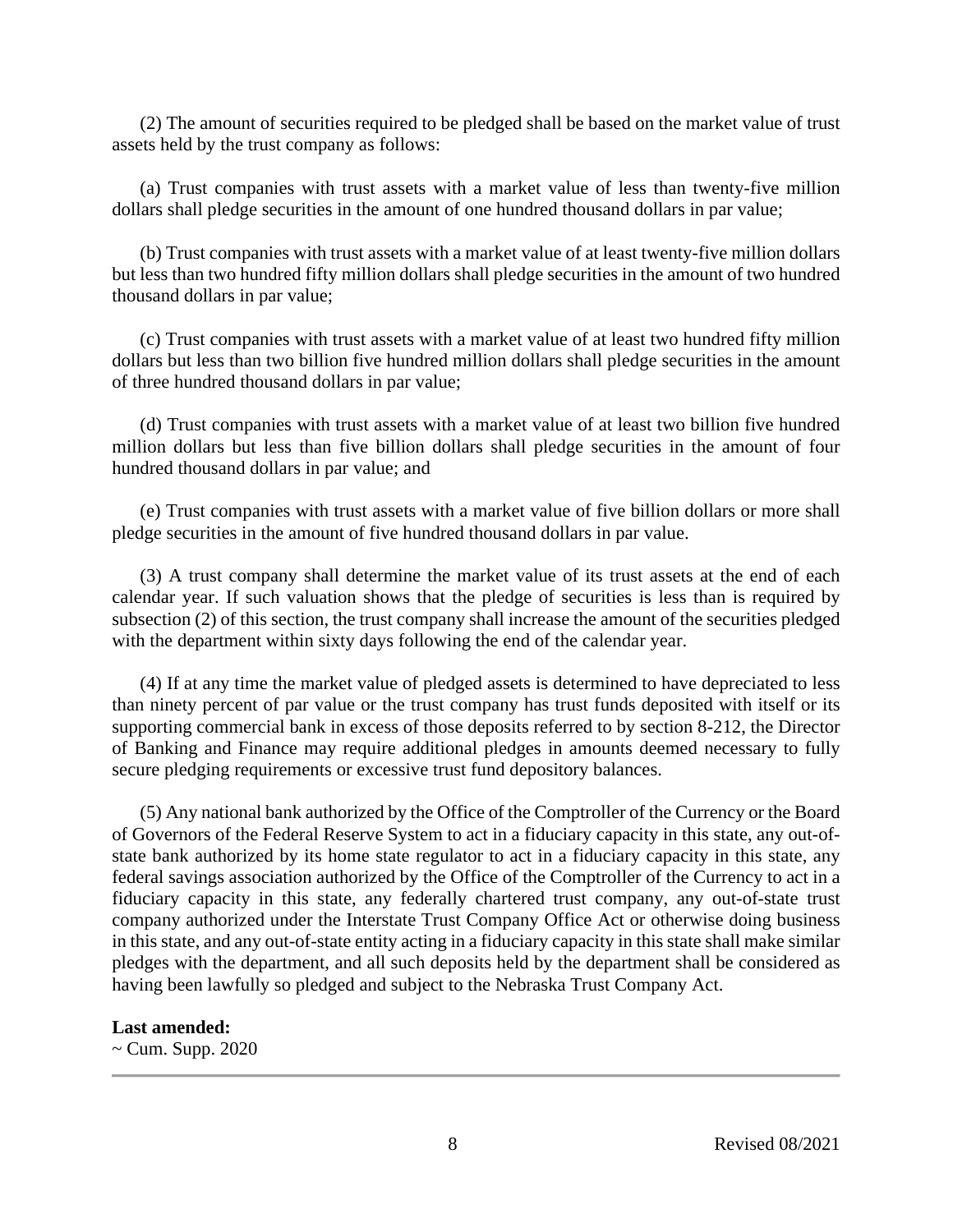(2) The amount of securities required to be pledged shall be based on the market value of trust assets held by the trust company as follows:

(a) Trust companies with trust assets with a market value of less than twenty-five million dollars shall pledge securities in the amount of one hundred thousand dollars in par value;

(b) Trust companies with trust assets with a market value of at least twenty-five million dollars but less than two hundred fifty million dollars shall pledge securities in the amount of two hundred thousand dollars in par value;

(c) Trust companies with trust assets with a market value of at least two hundred fifty million dollars but less than two billion five hundred million dollars shall pledge securities in the amount of three hundred thousand dollars in par value;

(d) Trust companies with trust assets with a market value of at least two billion five hundred million dollars but less than five billion dollars shall pledge securities in the amount of four hundred thousand dollars in par value; and

(e) Trust companies with trust assets with a market value of five billion dollars or more shall pledge securities in the amount of five hundred thousand dollars in par value.

(3) A trust company shall determine the market value of its trust assets at the end of each calendar year. If such valuation shows that the pledge of securities is less than is required by subsection (2) of this section, the trust company shall increase the amount of the securities pledged with the department within sixty days following the end of the calendar year.

(4) If at any time the market value of pledged assets is determined to have depreciated to less than ninety percent of par value or the trust company has trust funds deposited with itself or its supporting commercial bank in excess of those deposits referred to by section 8-212, the Director of Banking and Finance may require additional pledges in amounts deemed necessary to fully secure pledging requirements or excessive trust fund depository balances.

(5) Any national bank authorized by the Office of the Comptroller of the Currency or the Board of Governors of the Federal Reserve System to act in a fiduciary capacity in this state, any out-of-state bank authorized by its home state regulator to act in a fiduciary capacity in this state, any federal savings association authorized by the Office of the Comptroller of the Currency to act in a fiduciary capacity in this state, any federally chartered trust company, any out-of-state trust company authorized under the Interstate Trust Company Office Act or otherwise doing business in this state, and any out-of-state entity acting in a fiduciary capacity in this state shall make similar pledges with the department, and all such deposits held by the department shall be considered as having been lawfully so pledged and subject to the Nebraska Trust Company Act.

**Last amended:**
~ Cum. Supp. 2020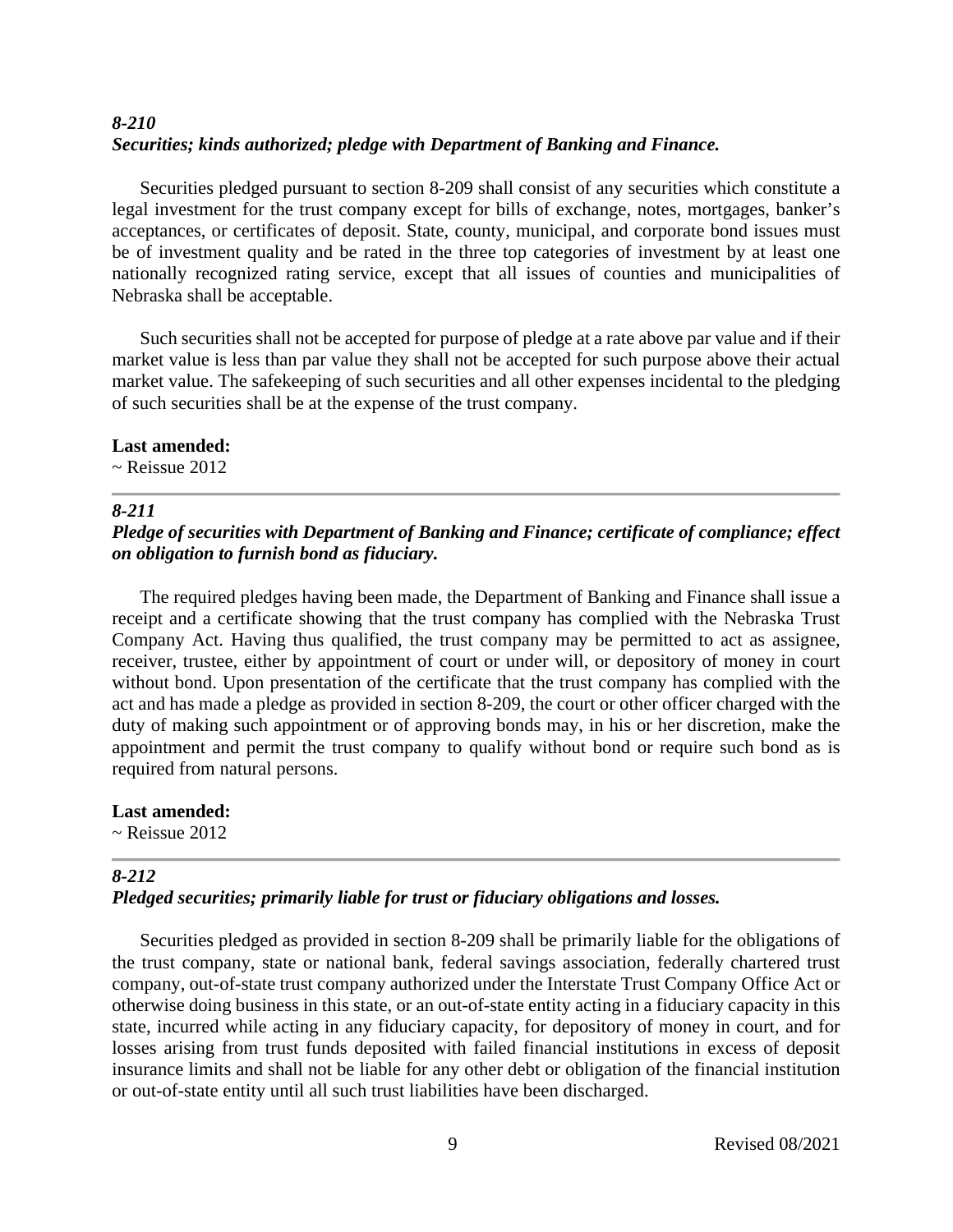### *8-210*
### *Securities; kinds authorized; pledge with Department of Banking and Finance.*

Securities pledged pursuant to section 8-209 shall consist of any securities which constitute a legal investment for the trust company except for bills of exchange, notes, mortgages, banker's acceptances, or certificates of deposit. State, county, municipal, and corporate bond issues must be of investment quality and be rated in the three top categories of investment by at least one nationally recognized rating service, except that all issues of counties and municipalities of Nebraska shall be acceptable.

Such securities shall not be accepted for purpose of pledge at a rate above par value and if their market value is less than par value they shall not be accepted for such purpose above their actual market value. The safekeeping of such securities and all other expenses incidental to the pledging of such securities shall be at the expense of the trust company.

**Last amended:**
~ Reissue 2012

---

### *8-211*
### *Pledge of securities with Department of Banking and Finance; certificate of compliance; effect on obligation to furnish bond as fiduciary.*

The required pledges having been made, the Department of Banking and Finance shall issue a receipt and a certificate showing that the trust company has complied with the Nebraska Trust Company Act. Having thus qualified, the trust company may be permitted to act as assignee, receiver, trustee, either by appointment of court or under will, or depository of money in court without bond. Upon presentation of the certificate that the trust company has complied with the act and has made a pledge as provided in section 8-209, the court or other officer charged with the duty of making such appointment or of approving bonds may, in his or her discretion, make the appointment and permit the trust company to qualify without bond or require such bond as is required from natural persons.

**Last amended:**
~ Reissue 2012

---

### *8-212*
### *Pledged securities; primarily liable for trust or fiduciary obligations and losses.*

Securities pledged as provided in section 8-209 shall be primarily liable for the obligations of the trust company, state or national bank, federal savings association, federally chartered trust company, out-of-state trust company authorized under the Interstate Trust Company Office Act or otherwise doing business in this state, or an out-of-state entity acting in a fiduciary capacity in this state, incurred while acting in any fiduciary capacity, for depository of money in court, and for losses arising from trust funds deposited with failed financial institutions in excess of deposit insurance limits and shall not be liable for any other debt or obligation of the financial institution or out-of-state entity until all such trust liabilities have been discharged.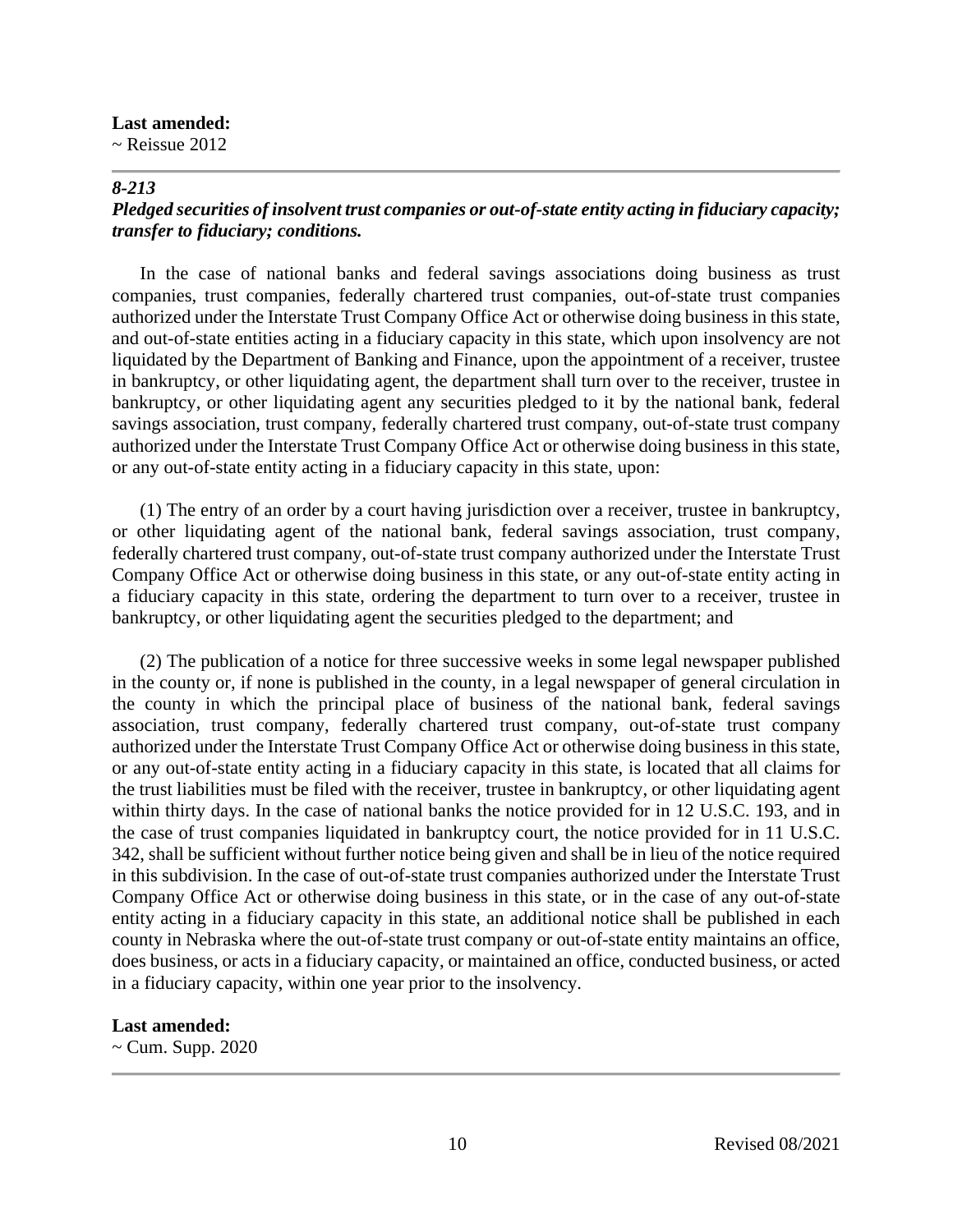**Last amended:**
~ Reissue 2012

---

### *8-213*
***Pledged securities of insolvent trust companies or out-of-state entity acting in fiduciary capacity; transfer to fiduciary; conditions.***

In the case of national banks and federal savings associations doing business as trust companies, trust companies, federally chartered trust companies, out-of-state trust companies authorized under the Interstate Trust Company Office Act or otherwise doing business in this state, and out-of-state entities acting in a fiduciary capacity in this state, which upon insolvency are not liquidated by the Department of Banking and Finance, upon the appointment of a receiver, trustee in bankruptcy, or other liquidating agent, the department shall turn over to the receiver, trustee in bankruptcy, or other liquidating agent any securities pledged to it by the national bank, federal savings association, trust company, federally chartered trust company, out-of-state trust company authorized under the Interstate Trust Company Office Act or otherwise doing business in this state, or any out-of-state entity acting in a fiduciary capacity in this state, upon:

(1) The entry of an order by a court having jurisdiction over a receiver, trustee in bankruptcy, or other liquidating agent of the national bank, federal savings association, trust company, federally chartered trust company, out-of-state trust company authorized under the Interstate Trust Company Office Act or otherwise doing business in this state, or any out-of-state entity acting in a fiduciary capacity in this state, ordering the department to turn over to a receiver, trustee in bankruptcy, or other liquidating agent the securities pledged to the department; and

(2) The publication of a notice for three successive weeks in some legal newspaper published in the county or, if none is published in the county, in a legal newspaper of general circulation in the county in which the principal place of business of the national bank, federal savings association, trust company, federally chartered trust company, out-of-state trust company authorized under the Interstate Trust Company Office Act or otherwise doing business in this state, or any out-of-state entity acting in a fiduciary capacity in this state, is located that all claims for the trust liabilities must be filed with the receiver, trustee in bankruptcy, or other liquidating agent within thirty days. In the case of national banks the notice provided for in 12 U.S.C. 193, and in the case of trust companies liquidated in bankruptcy court, the notice provided for in 11 U.S.C. 342, shall be sufficient without further notice being given and shall be in lieu of the notice required in this subdivision. In the case of out-of-state trust companies authorized under the Interstate Trust Company Office Act or otherwise doing business in this state, or in the case of any out-of-state entity acting in a fiduciary capacity in this state, an additional notice shall be published in each county in Nebraska where the out-of-state trust company or out-of-state entity maintains an office, does business, or acts in a fiduciary capacity, or maintained an office, conducted business, or acted in a fiduciary capacity, within one year prior to the insolvency.

**Last amended:**
~ Cum. Supp. 2020

---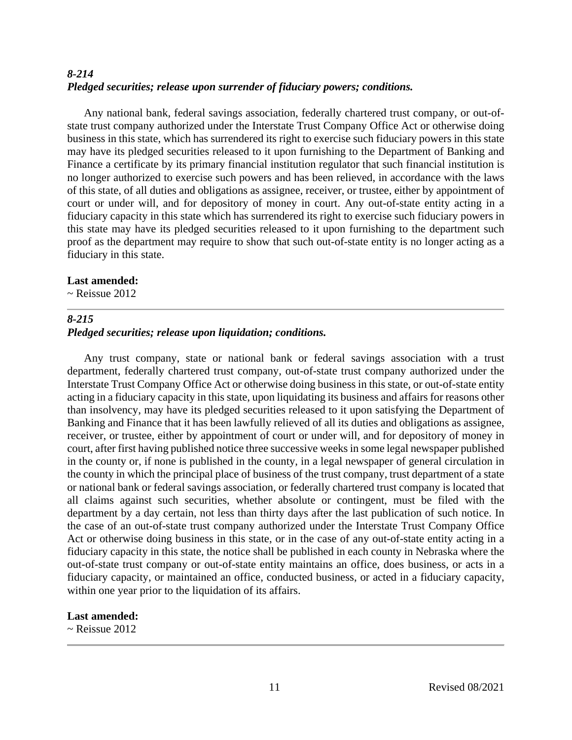### *8-214*
### *Pledged securities; release upon surrender of fiduciary powers; conditions.*

Any national bank, federal savings association, federally chartered trust company, or out-of-state trust company authorized under the Interstate Trust Company Office Act or otherwise doing business in this state, which has surrendered its right to exercise such fiduciary powers in this state may have its pledged securities released to it upon furnishing to the Department of Banking and Finance a certificate by its primary financial institution regulator that such financial institution is no longer authorized to exercise such powers and has been relieved, in accordance with the laws of this state, of all duties and obligations as assignee, receiver, or trustee, either by appointment of court or under will, and for depository of money in court. Any out-of-state entity acting in a fiduciary capacity in this state which has surrendered its right to exercise such fiduciary powers in this state may have its pledged securities released to it upon furnishing to the department such proof as the department may require to show that such out-of-state entity is no longer acting as a fiduciary in this state.

**Last amended:**
~ Reissue 2012

---

### *8-215*
### *Pledged securities; release upon liquidation; conditions.*

Any trust company, state or national bank or federal savings association with a trust department, federally chartered trust company, out-of-state trust company authorized under the Interstate Trust Company Office Act or otherwise doing business in this state, or out-of-state entity acting in a fiduciary capacity in this state, upon liquidating its business and affairs for reasons other than insolvency, may have its pledged securities released to it upon satisfying the Department of Banking and Finance that it has been lawfully relieved of all its duties and obligations as assignee, receiver, or trustee, either by appointment of court or under will, and for depository of money in court, after first having published notice three successive weeks in some legal newspaper published in the county or, if none is published in the county, in a legal newspaper of general circulation in the county in which the principal place of business of the trust company, trust department of a state or national bank or federal savings association, or federally chartered trust company is located that all claims against such securities, whether absolute or contingent, must be filed with the department by a day certain, not less than thirty days after the last publication of such notice. In the case of an out-of-state trust company authorized under the Interstate Trust Company Office Act or otherwise doing business in this state, or in the case of any out-of-state entity acting in a fiduciary capacity in this state, the notice shall be published in each county in Nebraska where the out-of-state trust company or out-of-state entity maintains an office, does business, or acts in a fiduciary capacity, or maintained an office, conducted business, or acted in a fiduciary capacity, within one year prior to the liquidation of its affairs.

**Last amended:**
~ Reissue 2012

---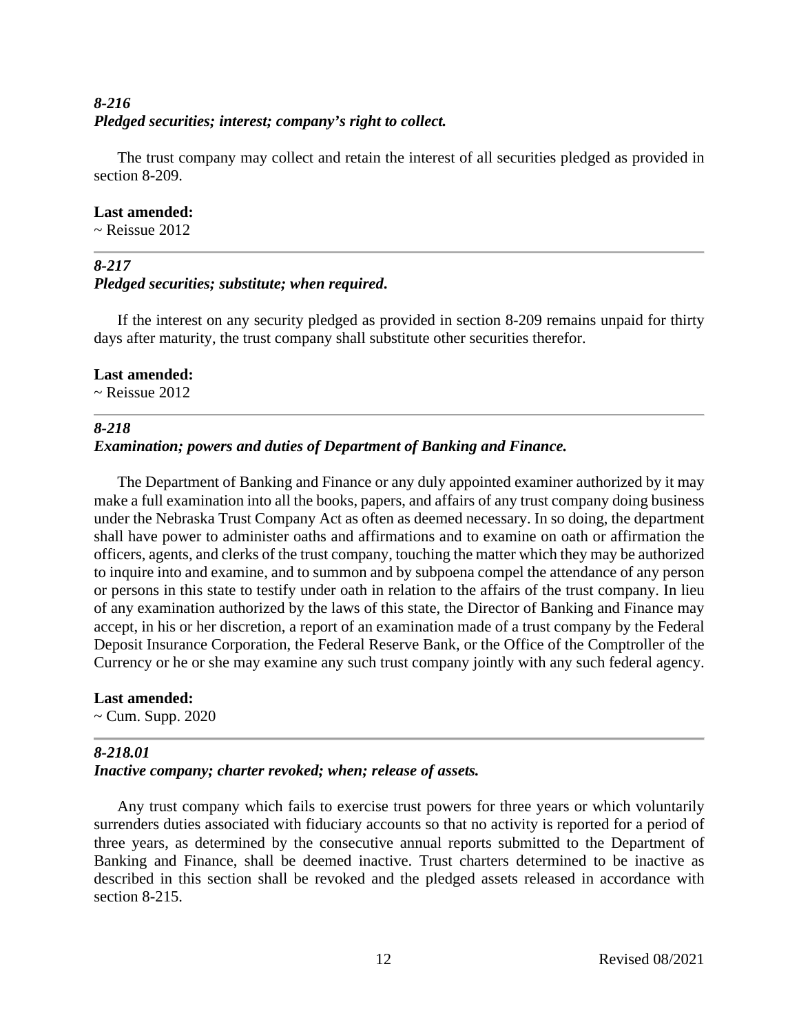### *8-216*
### *Pledged securities; interest; company's right to collect.*

The trust company may collect and retain the interest of all securities pledged as provided in section 8-209.

**Last amended:**
~ Reissue 2012

---

### *8-217*
### *Pledged securities; substitute; when required.*

If the interest on any security pledged as provided in section 8-209 remains unpaid for thirty days after maturity, the trust company shall substitute other securities therefor.

**Last amended:**
~ Reissue 2012

---

### *8-218*
### *Examination; powers and duties of Department of Banking and Finance.*

The Department of Banking and Finance or any duly appointed examiner authorized by it may make a full examination into all the books, papers, and affairs of any trust company doing business under the Nebraska Trust Company Act as often as deemed necessary. In so doing, the department shall have power to administer oaths and affirmations and to examine on oath or affirmation the officers, agents, and clerks of the trust company, touching the matter which they may be authorized to inquire into and examine, and to summon and by subpoena compel the attendance of any person or persons in this state to testify under oath in relation to the affairs of the trust company. In lieu of any examination authorized by the laws of this state, the Director of Banking and Finance may accept, in his or her discretion, a report of an examination made of a trust company by the Federal Deposit Insurance Corporation, the Federal Reserve Bank, or the Office of the Comptroller of the Currency or he or she may examine any such trust company jointly with any such federal agency.

**Last amended:**
~ Cum. Supp. 2020

---

### *8-218.01*
### *Inactive company; charter revoked; when; release of assets.*

Any trust company which fails to exercise trust powers for three years or which voluntarily surrenders duties associated with fiduciary accounts so that no activity is reported for a period of three years, as determined by the consecutive annual reports submitted to the Department of Banking and Finance, shall be deemed inactive. Trust charters determined to be inactive as described in this section shall be revoked and the pledged assets released in accordance with section 8-215.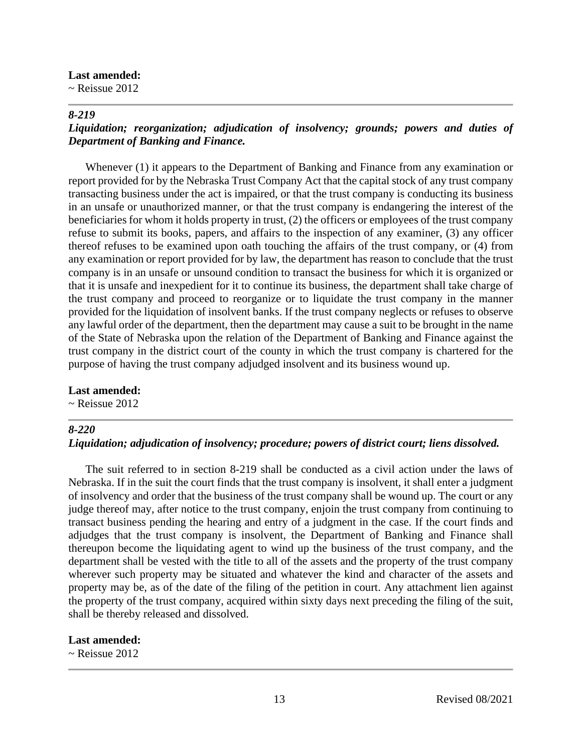**Last amended:**
~ Reissue 2012

---

***8-219***
***Liquidation; reorganization; adjudication of insolvency; grounds; powers and duties of Department of Banking and Finance.***

Whenever (1) it appears to the Department of Banking and Finance from any examination or report provided for by the Nebraska Trust Company Act that the capital stock of any trust company transacting business under the act is impaired, or that the trust company is conducting its business in an unsafe or unauthorized manner, or that the trust company is endangering the interest of the beneficiaries for whom it holds property in trust, (2) the officers or employees of the trust company refuse to submit its books, papers, and affairs to the inspection of any examiner, (3) any officer thereof refuses to be examined upon oath touching the affairs of the trust company, or (4) from any examination or report provided for by law, the department has reason to conclude that the trust company is in an unsafe or unsound condition to transact the business for which it is organized or that it is unsafe and inexpedient for it to continue its business, the department shall take charge of the trust company and proceed to reorganize or to liquidate the trust company in the manner provided for the liquidation of insolvent banks. If the trust company neglects or refuses to observe any lawful order of the department, then the department may cause a suit to be brought in the name of the State of Nebraska upon the relation of the Department of Banking and Finance against the trust company in the district court of the county in which the trust company is chartered for the purpose of having the trust company adjudged insolvent and its business wound up.

**Last amended:**
~ Reissue 2012

---

***8-220***
***Liquidation; adjudication of insolvency; procedure; powers of district court; liens dissolved.***

The suit referred to in section 8-219 shall be conducted as a civil action under the laws of Nebraska. If in the suit the court finds that the trust company is insolvent, it shall enter a judgment of insolvency and order that the business of the trust company shall be wound up. The court or any judge thereof may, after notice to the trust company, enjoin the trust company from continuing to transact business pending the hearing and entry of a judgment in the case. If the court finds and adjudges that the trust company is insolvent, the Department of Banking and Finance shall thereupon become the liquidating agent to wind up the business of the trust company, and the department shall be vested with the title to all of the assets and the property of the trust company wherever such property may be situated and whatever the kind and character of the assets and property may be, as of the date of the filing of the petition in court. Any attachment lien against the property of the trust company, acquired within sixty days next preceding the filing of the suit, shall be thereby released and dissolved.

**Last amended:**
~ Reissue 2012

---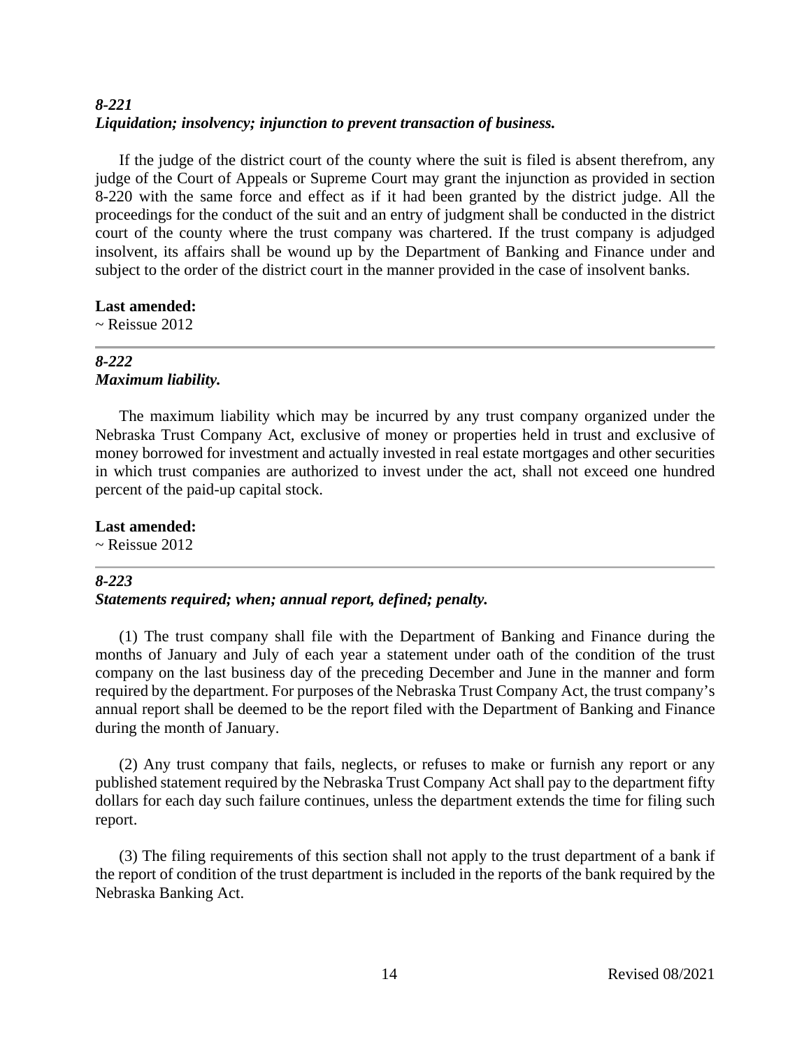***8-221***
***Liquidation; insolvency; injunction to prevent transaction of business.***

If the judge of the district court of the county where the suit is filed is absent therefrom, any judge of the Court of Appeals or Supreme Court may grant the injunction as provided in section 8-220 with the same force and effect as if it had been granted by the district judge. All the proceedings for the conduct of the suit and an entry of judgment shall be conducted in the district court of the county where the trust company was chartered. If the trust company is adjudged insolvent, its affairs shall be wound up by the Department of Banking and Finance under and subject to the order of the district court in the manner provided in the case of insolvent banks.

**Last amended:**
~ Reissue 2012

---

***8-222***
***Maximum liability.***

The maximum liability which may be incurred by any trust company organized under the Nebraska Trust Company Act, exclusive of money or properties held in trust and exclusive of money borrowed for investment and actually invested in real estate mortgages and other securities in which trust companies are authorized to invest under the act, shall not exceed one hundred percent of the paid-up capital stock.

**Last amended:**
~ Reissue 2012

---

***8-223***
***Statements required; when; annual report, defined; penalty.***

(1) The trust company shall file with the Department of Banking and Finance during the months of January and July of each year a statement under oath of the condition of the trust company on the last business day of the preceding December and June in the manner and form required by the department. For purposes of the Nebraska Trust Company Act, the trust company's annual report shall be deemed to be the report filed with the Department of Banking and Finance during the month of January.

(2) Any trust company that fails, neglects, or refuses to make or furnish any report or any published statement required by the Nebraska Trust Company Act shall pay to the department fifty dollars for each day such failure continues, unless the department extends the time for filing such report.

(3) The filing requirements of this section shall not apply to the trust department of a bank if the report of condition of the trust department is included in the reports of the bank required by the Nebraska Banking Act.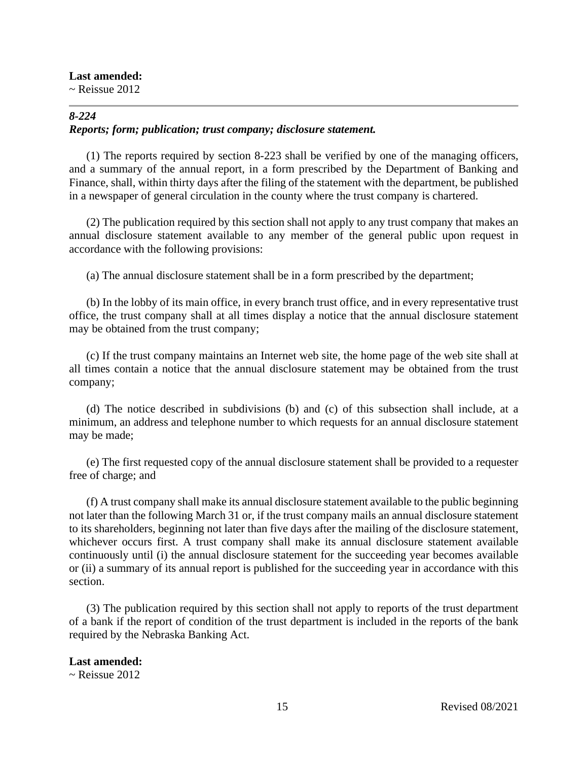**Last amended:**
~ Reissue 2012

---

***8-224***
***Reports; form; publication; trust company; disclosure statement.***

(1) The reports required by section 8-223 shall be verified by one of the managing officers, and a summary of the annual report, in a form prescribed by the Department of Banking and Finance, shall, within thirty days after the filing of the statement with the department, be published in a newspaper of general circulation in the county where the trust company is chartered.

(2) The publication required by this section shall not apply to any trust company that makes an annual disclosure statement available to any member of the general public upon request in accordance with the following provisions:

(a) The annual disclosure statement shall be in a form prescribed by the department;

(b) In the lobby of its main office, in every branch trust office, and in every representative trust office, the trust company shall at all times display a notice that the annual disclosure statement may be obtained from the trust company;

(c) If the trust company maintains an Internet web site, the home page of the web site shall at all times contain a notice that the annual disclosure statement may be obtained from the trust company;

(d) The notice described in subdivisions (b) and (c) of this subsection shall include, at a minimum, an address and telephone number to which requests for an annual disclosure statement may be made;

(e) The first requested copy of the annual disclosure statement shall be provided to a requester free of charge; and

(f) A trust company shall make its annual disclosure statement available to the public beginning not later than the following March 31 or, if the trust company mails an annual disclosure statement to its shareholders, beginning not later than five days after the mailing of the disclosure statement, whichever occurs first. A trust company shall make its annual disclosure statement available continuously until (i) the annual disclosure statement for the succeeding year becomes available or (ii) a summary of its annual report is published for the succeeding year in accordance with this section.

(3) The publication required by this section shall not apply to reports of the trust department of a bank if the report of condition of the trust department is included in the reports of the bank required by the Nebraska Banking Act.

**Last amended:**
~ Reissue 2012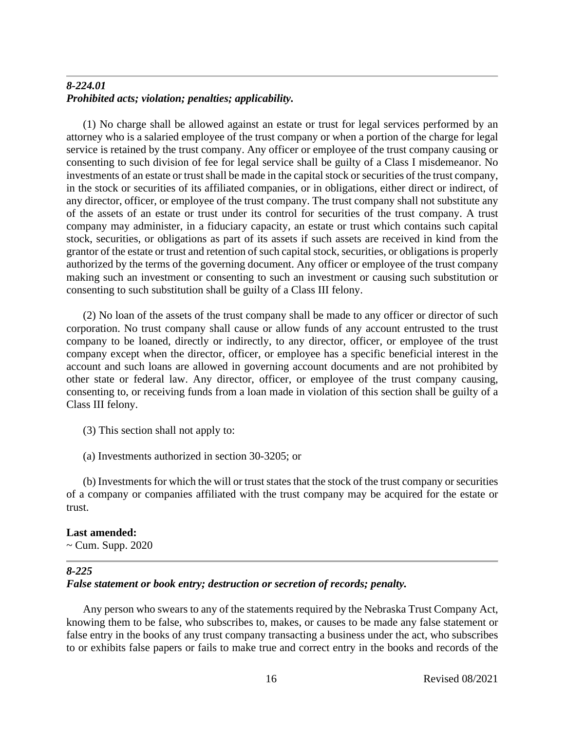---

***8-224.01***
***Prohibited acts; violation; penalties; applicability.***

(1) No charge shall be allowed against an estate or trust for legal services performed by an attorney who is a salaried employee of the trust company or when a portion of the charge for legal service is retained by the trust company. Any officer or employee of the trust company causing or consenting to such division of fee for legal service shall be guilty of a Class I misdemeanor. No investments of an estate or trust shall be made in the capital stock or securities of the trust company, in the stock or securities of its affiliated companies, or in obligations, either direct or indirect, of any director, officer, or employee of the trust company. The trust company shall not substitute any of the assets of an estate or trust under its control for securities of the trust company. A trust company may administer, in a fiduciary capacity, an estate or trust which contains such capital stock, securities, or obligations as part of its assets if such assets are received in kind from the grantor of the estate or trust and retention of such capital stock, securities, or obligations is properly authorized by the terms of the governing document. Any officer or employee of the trust company making such an investment or consenting to such an investment or causing such substitution or consenting to such substitution shall be guilty of a Class III felony.

(2) No loan of the assets of the trust company shall be made to any officer or director of such corporation. No trust company shall cause or allow funds of any account entrusted to the trust company to be loaned, directly or indirectly, to any director, officer, or employee of the trust company except when the director, officer, or employee has a specific beneficial interest in the account and such loans are allowed in governing account documents and are not prohibited by other state or federal law. Any director, officer, or employee of the trust company causing, consenting to, or receiving funds from a loan made in violation of this section shall be guilty of a Class III felony.

(3) This section shall not apply to:

(a) Investments authorized in section 30-3205; or

(b) Investments for which the will or trust states that the stock of the trust company or securities of a company or companies affiliated with the trust company may be acquired for the estate or trust.

**Last amended:**
~ Cum. Supp. 2020

---

***8-225***
***False statement or book entry; destruction or secretion of records; penalty.***

Any person who swears to any of the statements required by the Nebraska Trust Company Act, knowing them to be false, who subscribes to, makes, or causes to be made any false statement or false entry in the books of any trust company transacting a business under the act, who subscribes to or exhibits false papers or fails to make true and correct entry in the books and records of the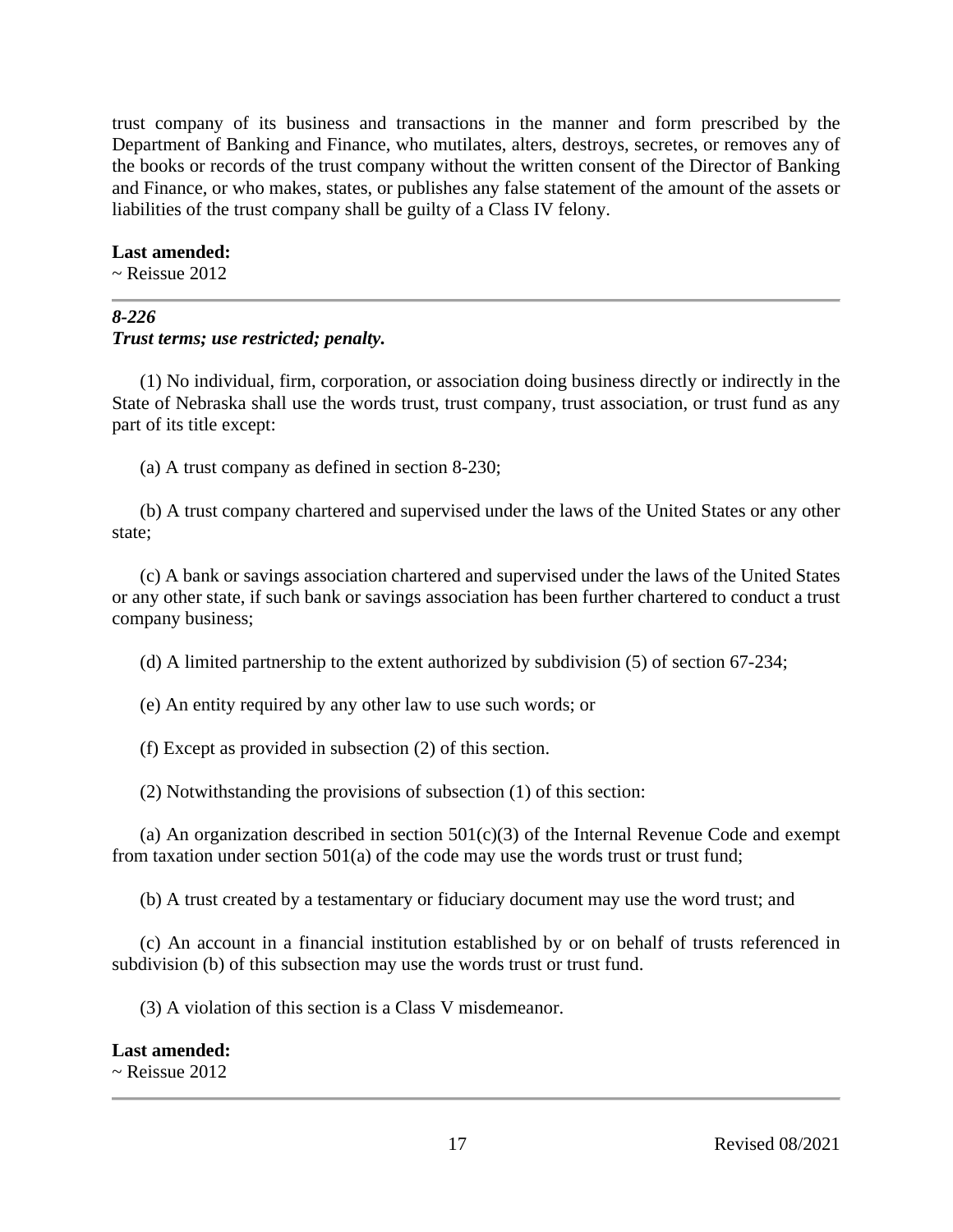trust company of its business and transactions in the manner and form prescribed by the Department of Banking and Finance, who mutilates, alters, destroys, secretes, or removes any of the books or records of the trust company without the written consent of the Director of Banking and Finance, or who makes, states, or publishes any false statement of the amount of the assets or liabilities of the trust company shall be guilty of a Class IV felony.

**Last amended:**
~ Reissue 2012

---

***8-226***
***Trust terms; use restricted; penalty.***

(1) No individual, firm, corporation, or association doing business directly or indirectly in the State of Nebraska shall use the words trust, trust company, trust association, or trust fund as any part of its title except:

(a) A trust company as defined in section 8-230;

(b) A trust company chartered and supervised under the laws of the United States or any other state;

(c) A bank or savings association chartered and supervised under the laws of the United States or any other state, if such bank or savings association has been further chartered to conduct a trust company business;

(d) A limited partnership to the extent authorized by subdivision (5) of section 67-234;

(e) An entity required by any other law to use such words; or

(f) Except as provided in subsection (2) of this section.

(2) Notwithstanding the provisions of subsection (1) of this section:

(a) An organization described in section 501(c)(3) of the Internal Revenue Code and exempt from taxation under section 501(a) of the code may use the words trust or trust fund;

(b) A trust created by a testamentary or fiduciary document may use the word trust; and

(c) An account in a financial institution established by or on behalf of trusts referenced in subdivision (b) of this subsection may use the words trust or trust fund.

(3) A violation of this section is a Class V misdemeanor.

**Last amended:**
~ Reissue 2012

---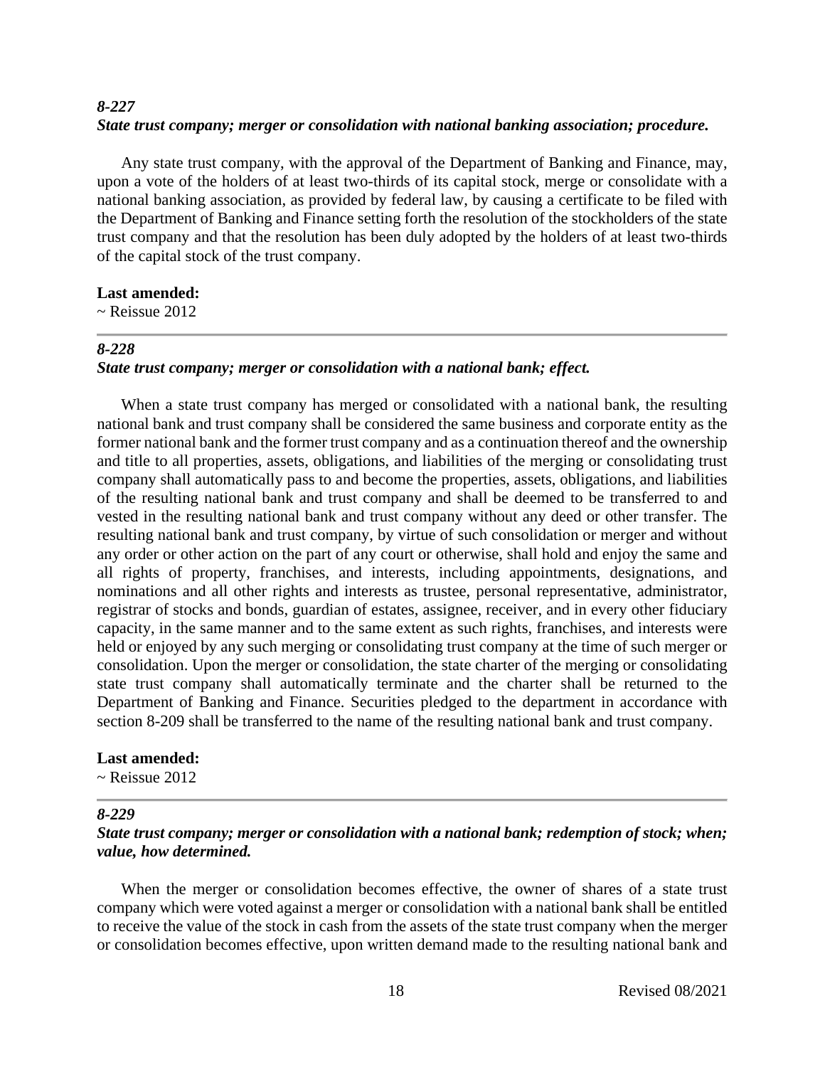### *8-227*
### *State trust company; merger or consolidation with national banking association; procedure.*

Any state trust company, with the approval of the Department of Banking and Finance, may, upon a vote of the holders of at least two-thirds of its capital stock, merge or consolidate with a national banking association, as provided by federal law, by causing a certificate to be filed with the Department of Banking and Finance setting forth the resolution of the stockholders of the state trust company and that the resolution has been duly adopted by the holders of at least two-thirds of the capital stock of the trust company.

**Last amended:**
~ Reissue 2012

---

### *8-228*
### *State trust company; merger or consolidation with a national bank; effect.*

When a state trust company has merged or consolidated with a national bank, the resulting national bank and trust company shall be considered the same business and corporate entity as the former national bank and the former trust company and as a continuation thereof and the ownership and title to all properties, assets, obligations, and liabilities of the merging or consolidating trust company shall automatically pass to and become the properties, assets, obligations, and liabilities of the resulting national bank and trust company and shall be deemed to be transferred to and vested in the resulting national bank and trust company without any deed or other transfer. The resulting national bank and trust company, by virtue of such consolidation or merger and without any order or other action on the part of any court or otherwise, shall hold and enjoy the same and all rights of property, franchises, and interests, including appointments, designations, and nominations and all other rights and interests as trustee, personal representative, administrator, registrar of stocks and bonds, guardian of estates, assignee, receiver, and in every other fiduciary capacity, in the same manner and to the same extent as such rights, franchises, and interests were held or enjoyed by any such merging or consolidating trust company at the time of such merger or consolidation. Upon the merger or consolidation, the state charter of the merging or consolidating state trust company shall automatically terminate and the charter shall be returned to the Department of Banking and Finance. Securities pledged to the department in accordance with section 8-209 shall be transferred to the name of the resulting national bank and trust company.

**Last amended:**
~ Reissue 2012

---

### *8-229*
### *State trust company; merger or consolidation with a national bank; redemption of stock; when; value, how determined.*

When the merger or consolidation becomes effective, the owner of shares of a state trust company which were voted against a merger or consolidation with a national bank shall be entitled to receive the value of the stock in cash from the assets of the state trust company when the merger or consolidation becomes effective, upon written demand made to the resulting national bank and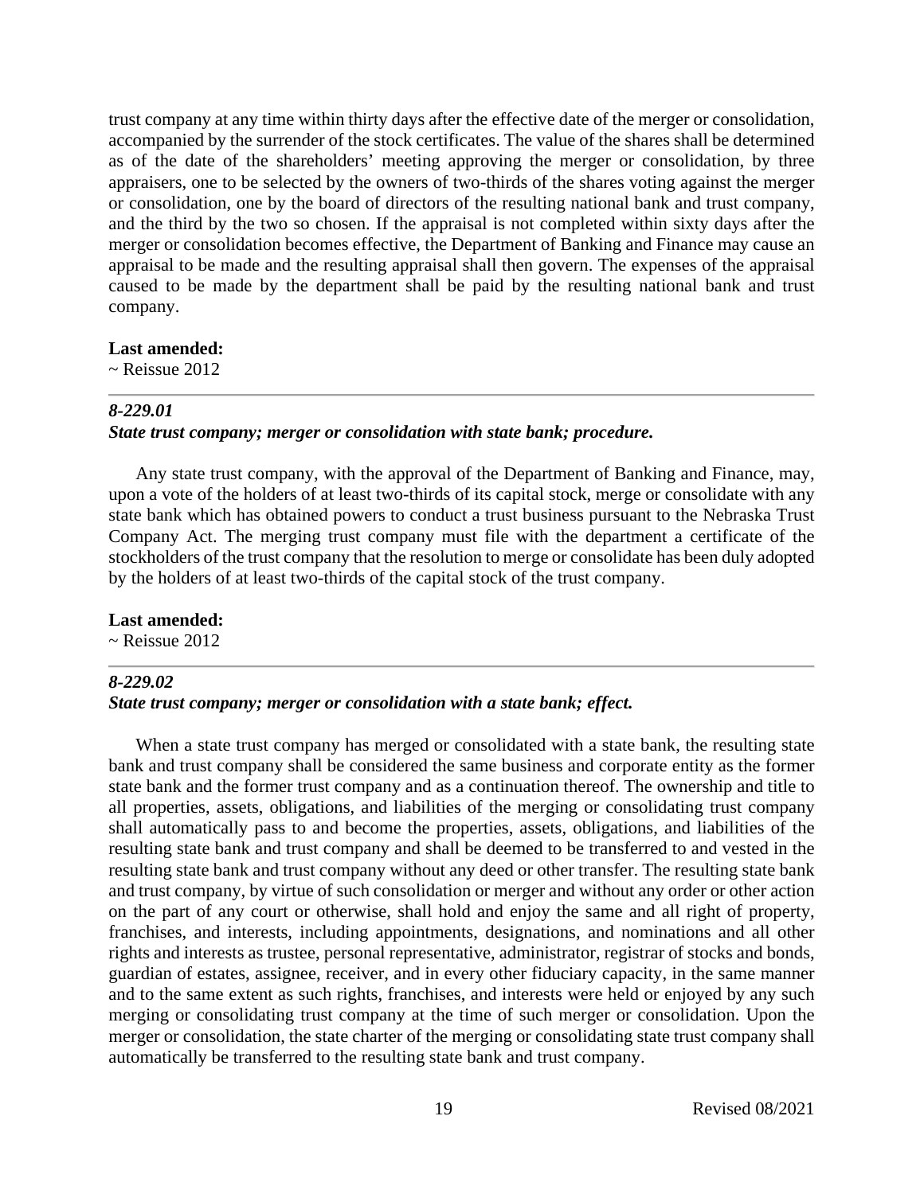trust company at any time within thirty days after the effective date of the merger or consolidation, accompanied by the surrender of the stock certificates. The value of the shares shall be determined as of the date of the shareholders' meeting approving the merger or consolidation, by three appraisers, one to be selected by the owners of two-thirds of the shares voting against the merger or consolidation, one by the board of directors of the resulting national bank and trust company, and the third by the two so chosen. If the appraisal is not completed within sixty days after the merger or consolidation becomes effective, the Department of Banking and Finance may cause an appraisal to be made and the resulting appraisal shall then govern. The expenses of the appraisal caused to be made by the department shall be paid by the resulting national bank and trust company.

**Last amended:**
~ Reissue 2012

---

***8-229.01***
***State trust company; merger or consolidation with state bank; procedure.***

Any state trust company, with the approval of the Department of Banking and Finance, may, upon a vote of the holders of at least two-thirds of its capital stock, merge or consolidate with any state bank which has obtained powers to conduct a trust business pursuant to the Nebraska Trust Company Act. The merging trust company must file with the department a certificate of the stockholders of the trust company that the resolution to merge or consolidate has been duly adopted by the holders of at least two-thirds of the capital stock of the trust company.

**Last amended:**
~ Reissue 2012

---

***8-229.02***
***State trust company; merger or consolidation with a state bank; effect.***

When a state trust company has merged or consolidated with a state bank, the resulting state bank and trust company shall be considered the same business and corporate entity as the former state bank and the former trust company and as a continuation thereof. The ownership and title to all properties, assets, obligations, and liabilities of the merging or consolidating trust company shall automatically pass to and become the properties, assets, obligations, and liabilities of the resulting state bank and trust company and shall be deemed to be transferred to and vested in the resulting state bank and trust company without any deed or other transfer. The resulting state bank and trust company, by virtue of such consolidation or merger and without any order or other action on the part of any court or otherwise, shall hold and enjoy the same and all right of property, franchises, and interests, including appointments, designations, and nominations and all other rights and interests as trustee, personal representative, administrator, registrar of stocks and bonds, guardian of estates, assignee, receiver, and in every other fiduciary capacity, in the same manner and to the same extent as such rights, franchises, and interests were held or enjoyed by any such merging or consolidating trust company at the time of such merger or consolidation. Upon the merger or consolidation, the state charter of the merging or consolidating state trust company shall automatically be transferred to the resulting state bank and trust company.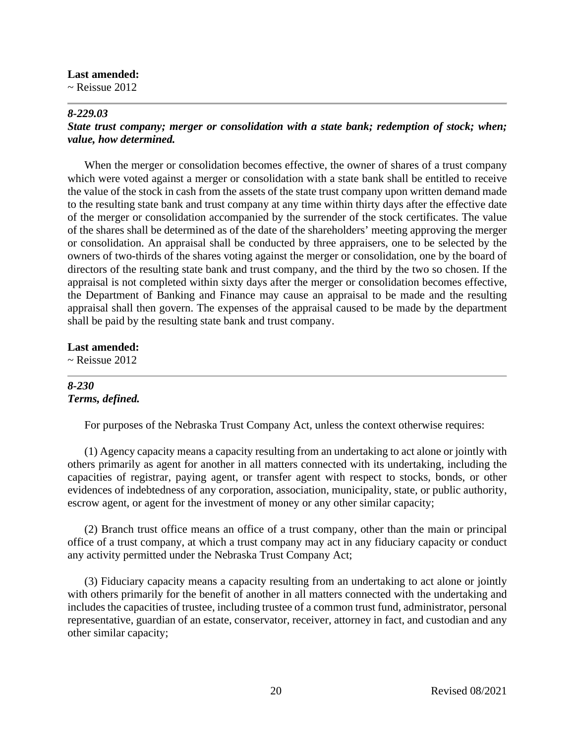**Last amended:**
~ Reissue 2012

---

***8-229.03***
***State trust company; merger or consolidation with a state bank; redemption of stock; when; value, how determined.***

When the merger or consolidation becomes effective, the owner of shares of a trust company which were voted against a merger or consolidation with a state bank shall be entitled to receive the value of the stock in cash from the assets of the state trust company upon written demand made to the resulting state bank and trust company at any time within thirty days after the effective date of the merger or consolidation accompanied by the surrender of the stock certificates. The value of the shares shall be determined as of the date of the shareholders' meeting approving the merger or consolidation. An appraisal shall be conducted by three appraisers, one to be selected by the owners of two-thirds of the shares voting against the merger or consolidation, one by the board of directors of the resulting state bank and trust company, and the third by the two so chosen. If the appraisal is not completed within sixty days after the merger or consolidation becomes effective, the Department of Banking and Finance may cause an appraisal to be made and the resulting appraisal shall then govern. The expenses of the appraisal caused to be made by the department shall be paid by the resulting state bank and trust company.

**Last amended:**
~ Reissue 2012

---

***8-230***
***Terms, defined.***

For purposes of the Nebraska Trust Company Act, unless the context otherwise requires:

(1) Agency capacity means a capacity resulting from an undertaking to act alone or jointly with others primarily as agent for another in all matters connected with its undertaking, including the capacities of registrar, paying agent, or transfer agent with respect to stocks, bonds, or other evidences of indebtedness of any corporation, association, municipality, state, or public authority, escrow agent, or agent for the investment of money or any other similar capacity;

(2) Branch trust office means an office of a trust company, other than the main or principal office of a trust company, at which a trust company may act in any fiduciary capacity or conduct any activity permitted under the Nebraska Trust Company Act;

(3) Fiduciary capacity means a capacity resulting from an undertaking to act alone or jointly with others primarily for the benefit of another in all matters connected with the undertaking and includes the capacities of trustee, including trustee of a common trust fund, administrator, personal representative, guardian of an estate, conservator, receiver, attorney in fact, and custodian and any other similar capacity;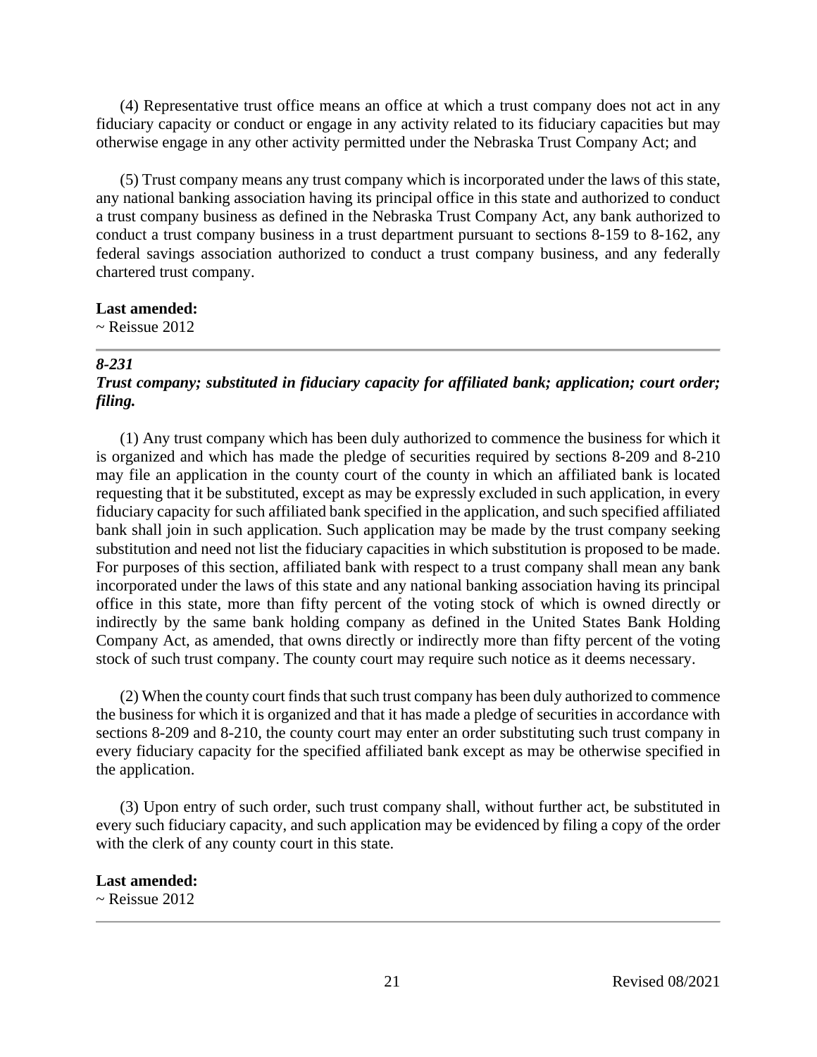(4) Representative trust office means an office at which a trust company does not act in any fiduciary capacity or conduct or engage in any activity related to its fiduciary capacities but may otherwise engage in any other activity permitted under the Nebraska Trust Company Act; and

(5) Trust company means any trust company which is incorporated under the laws of this state, any national banking association having its principal office in this state and authorized to conduct a trust company business as defined in the Nebraska Trust Company Act, any bank authorized to conduct a trust company business in a trust department pursuant to sections 8-159 to 8-162, any federal savings association authorized to conduct a trust company business, and any federally chartered trust company.

**Last amended:**
~ Reissue 2012

---

***8-231***
***Trust company; substituted in fiduciary capacity for affiliated bank; application; court order; filing.***

(1) Any trust company which has been duly authorized to commence the business for which it is organized and which has made the pledge of securities required by sections 8-209 and 8-210 may file an application in the county court of the county in which an affiliated bank is located requesting that it be substituted, except as may be expressly excluded in such application, in every fiduciary capacity for such affiliated bank specified in the application, and such specified affiliated bank shall join in such application. Such application may be made by the trust company seeking substitution and need not list the fiduciary capacities in which substitution is proposed to be made. For purposes of this section, affiliated bank with respect to a trust company shall mean any bank incorporated under the laws of this state and any national banking association having its principal office in this state, more than fifty percent of the voting stock of which is owned directly or indirectly by the same bank holding company as defined in the United States Bank Holding Company Act, as amended, that owns directly or indirectly more than fifty percent of the voting stock of such trust company. The county court may require such notice as it deems necessary.

(2) When the county court finds that such trust company has been duly authorized to commence the business for which it is organized and that it has made a pledge of securities in accordance with sections 8-209 and 8-210, the county court may enter an order substituting such trust company in every fiduciary capacity for the specified affiliated bank except as may be otherwise specified in the application.

(3) Upon entry of such order, such trust company shall, without further act, be substituted in every such fiduciary capacity, and such application may be evidenced by filing a copy of the order with the clerk of any county court in this state.

**Last amended:**
~ Reissue 2012

---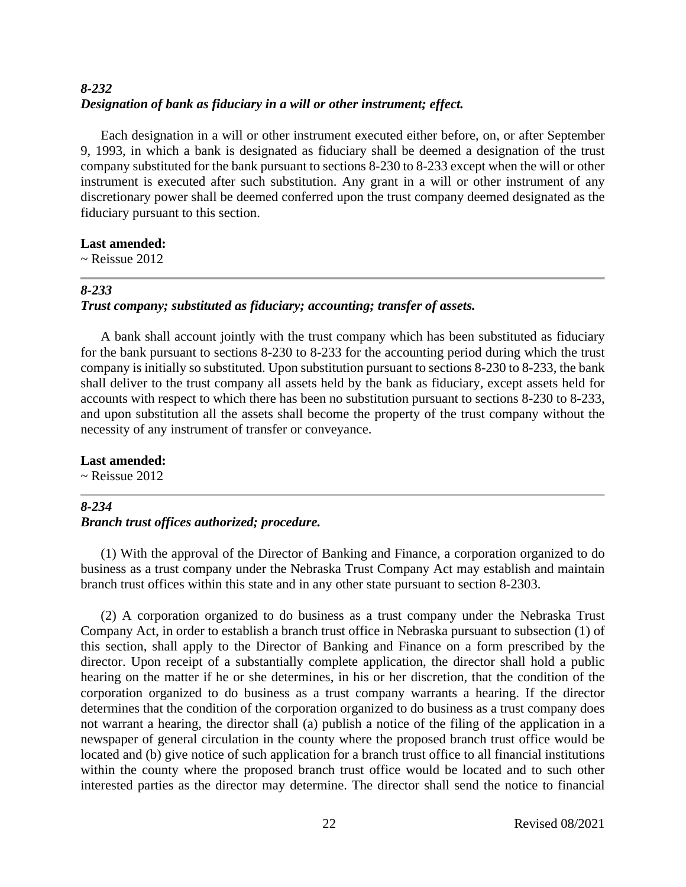### *8-232*
### *Designation of bank as fiduciary in a will or other instrument; effect.*

Each designation in a will or other instrument executed either before, on, or after September 9, 1993, in which a bank is designated as fiduciary shall be deemed a designation of the trust company substituted for the bank pursuant to sections 8-230 to 8-233 except when the will or other instrument is executed after such substitution. Any grant in a will or other instrument of any discretionary power shall be deemed conferred upon the trust company deemed designated as the fiduciary pursuant to this section.

**Last amended:**
~ Reissue 2012

---

### *8-233*
### *Trust company; substituted as fiduciary; accounting; transfer of assets.*

A bank shall account jointly with the trust company which has been substituted as fiduciary for the bank pursuant to sections 8-230 to 8-233 for the accounting period during which the trust company is initially so substituted. Upon substitution pursuant to sections 8-230 to 8-233, the bank shall deliver to the trust company all assets held by the bank as fiduciary, except assets held for accounts with respect to which there has been no substitution pursuant to sections 8-230 to 8-233, and upon substitution all the assets shall become the property of the trust company without the necessity of any instrument of transfer or conveyance.

**Last amended:**
~ Reissue 2012

---

### *8-234*
### *Branch trust offices authorized; procedure.*

(1) With the approval of the Director of Banking and Finance, a corporation organized to do business as a trust company under the Nebraska Trust Company Act may establish and maintain branch trust offices within this state and in any other state pursuant to section 8-2303.

(2) A corporation organized to do business as a trust company under the Nebraska Trust Company Act, in order to establish a branch trust office in Nebraska pursuant to subsection (1) of this section, shall apply to the Director of Banking and Finance on a form prescribed by the director. Upon receipt of a substantially complete application, the director shall hold a public hearing on the matter if he or she determines, in his or her discretion, that the condition of the corporation organized to do business as a trust company warrants a hearing. If the director determines that the condition of the corporation organized to do business as a trust company does not warrant a hearing, the director shall (a) publish a notice of the filing of the application in a newspaper of general circulation in the county where the proposed branch trust office would be located and (b) give notice of such application for a branch trust office to all financial institutions within the county where the proposed branch trust office would be located and to such other interested parties as the director may determine. The director shall send the notice to financial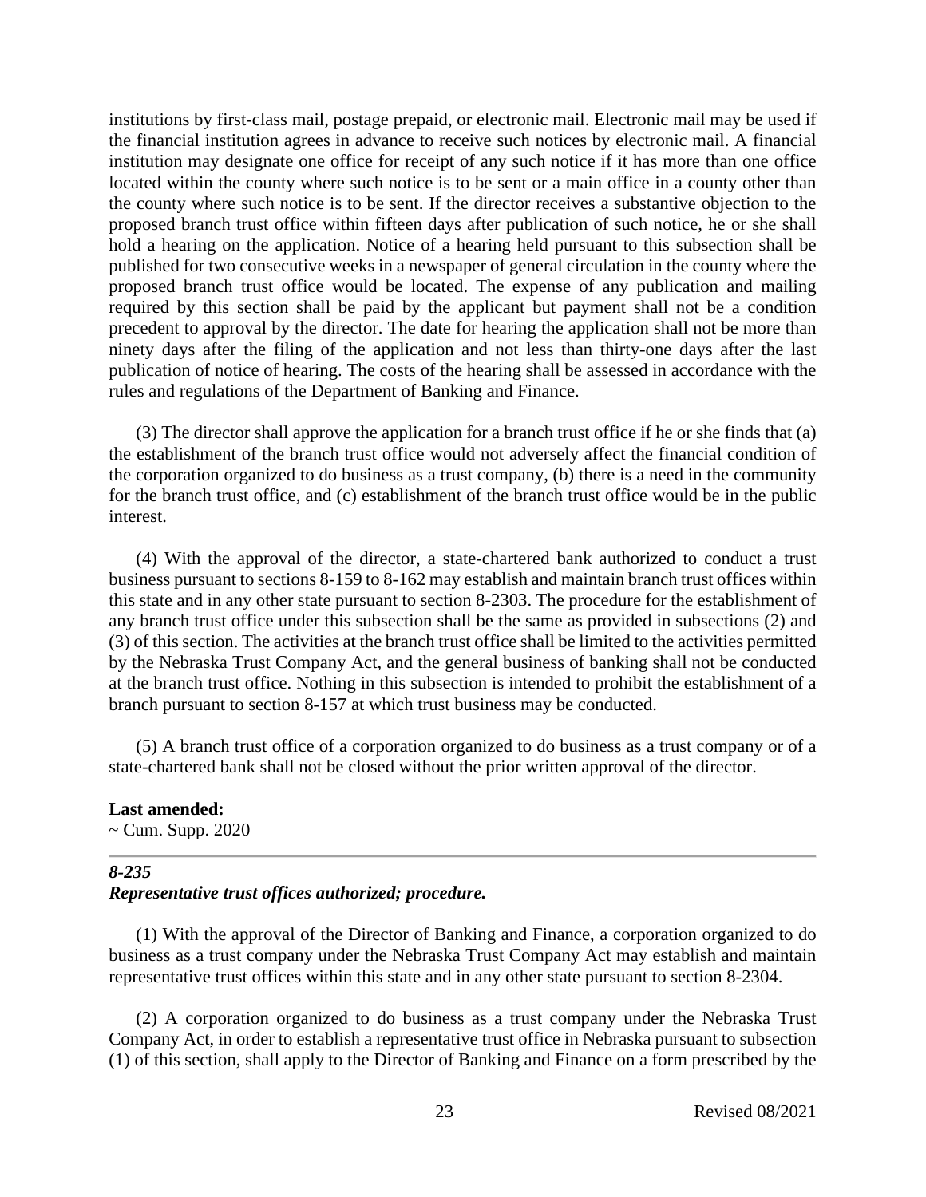institutions by first-class mail, postage prepaid, or electronic mail. Electronic mail may be used if the financial institution agrees in advance to receive such notices by electronic mail. A financial institution may designate one office for receipt of any such notice if it has more than one office located within the county where such notice is to be sent or a main office in a county other than the county where such notice is to be sent. If the director receives a substantive objection to the proposed branch trust office within fifteen days after publication of such notice, he or she shall hold a hearing on the application. Notice of a hearing held pursuant to this subsection shall be published for two consecutive weeks in a newspaper of general circulation in the county where the proposed branch trust office would be located. The expense of any publication and mailing required by this section shall be paid by the applicant but payment shall not be a condition precedent to approval by the director. The date for hearing the application shall not be more than ninety days after the filing of the application and not less than thirty-one days after the last publication of notice of hearing. The costs of the hearing shall be assessed in accordance with the rules and regulations of the Department of Banking and Finance.

(3) The director shall approve the application for a branch trust office if he or she finds that (a) the establishment of the branch trust office would not adversely affect the financial condition of the corporation organized to do business as a trust company, (b) there is a need in the community for the branch trust office, and (c) establishment of the branch trust office would be in the public interest.

(4) With the approval of the director, a state-chartered bank authorized to conduct a trust business pursuant to sections 8-159 to 8-162 may establish and maintain branch trust offices within this state and in any other state pursuant to section 8-2303. The procedure for the establishment of any branch trust office under this subsection shall be the same as provided in subsections (2) and (3) of this section. The activities at the branch trust office shall be limited to the activities permitted by the Nebraska Trust Company Act, and the general business of banking shall not be conducted at the branch trust office. Nothing in this subsection is intended to prohibit the establishment of a branch pursuant to section 8-157 at which trust business may be conducted.

(5) A branch trust office of a corporation organized to do business as a trust company or of a state-chartered bank shall not be closed without the prior written approval of the director.

**Last amended:**
~ Cum. Supp. 2020

---

### *8-235*
### *Representative trust offices authorized; procedure.*

(1) With the approval of the Director of Banking and Finance, a corporation organized to do business as a trust company under the Nebraska Trust Company Act may establish and maintain representative trust offices within this state and in any other state pursuant to section 8-2304.

(2) A corporation organized to do business as a trust company under the Nebraska Trust Company Act, in order to establish a representative trust office in Nebraska pursuant to subsection (1) of this section, shall apply to the Director of Banking and Finance on a form prescribed by the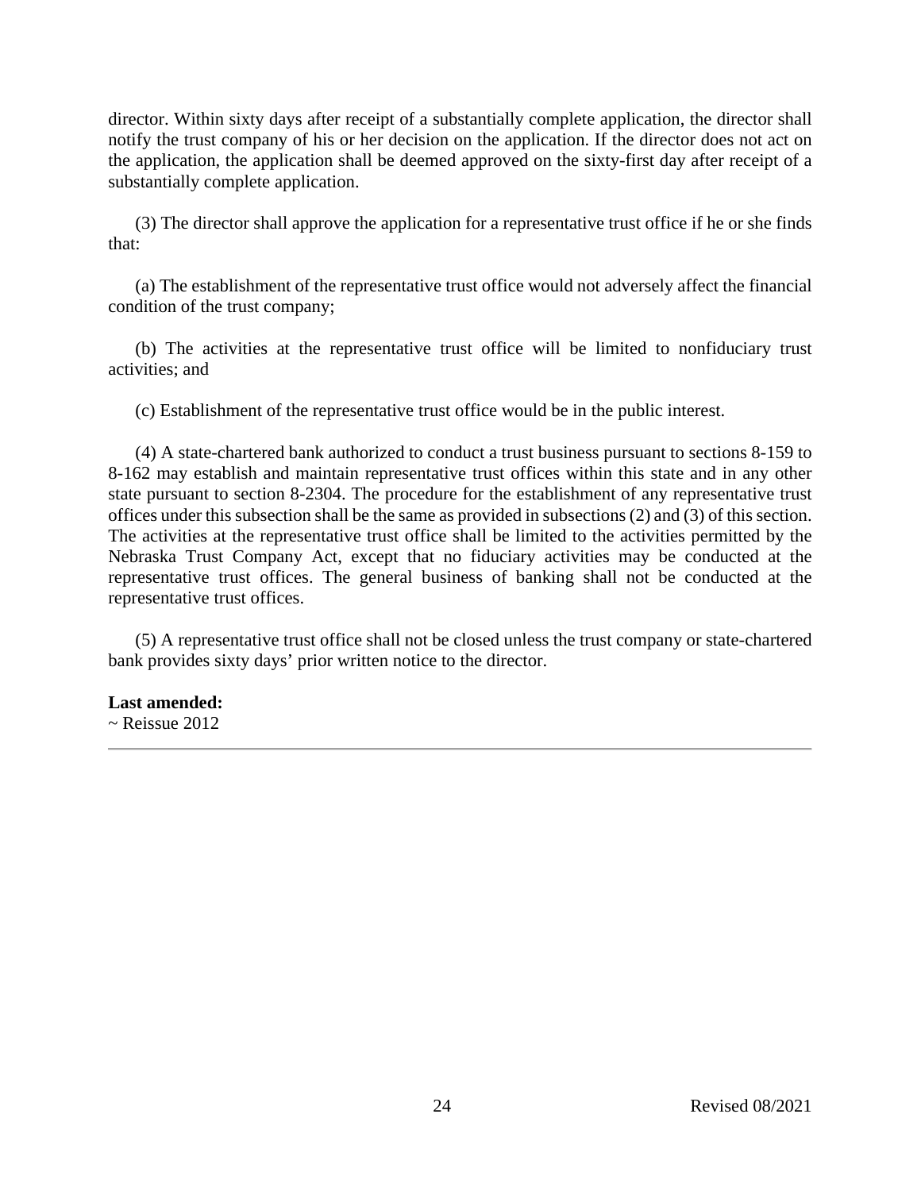director. Within sixty days after receipt of a substantially complete application, the director shall notify the trust company of his or her decision on the application. If the director does not act on the application, the application shall be deemed approved on the sixty-first day after receipt of a substantially complete application.

(3) The director shall approve the application for a representative trust office if he or she finds that:

(a) The establishment of the representative trust office would not adversely affect the financial condition of the trust company;

(b) The activities at the representative trust office will be limited to nonfiduciary trust activities; and

(c) Establishment of the representative trust office would be in the public interest.

(4) A state-chartered bank authorized to conduct a trust business pursuant to sections 8-159 to 8-162 may establish and maintain representative trust offices within this state and in any other state pursuant to section 8-2304. The procedure for the establishment of any representative trust offices under this subsection shall be the same as provided in subsections (2) and (3) of this section. The activities at the representative trust office shall be limited to the activities permitted by the Nebraska Trust Company Act, except that no fiduciary activities may be conducted at the representative trust offices. The general business of banking shall not be conducted at the representative trust offices.

(5) A representative trust office shall not be closed unless the trust company or state-chartered bank provides sixty days' prior written notice to the director.

**Last amended:**
~ Reissue 2012

---